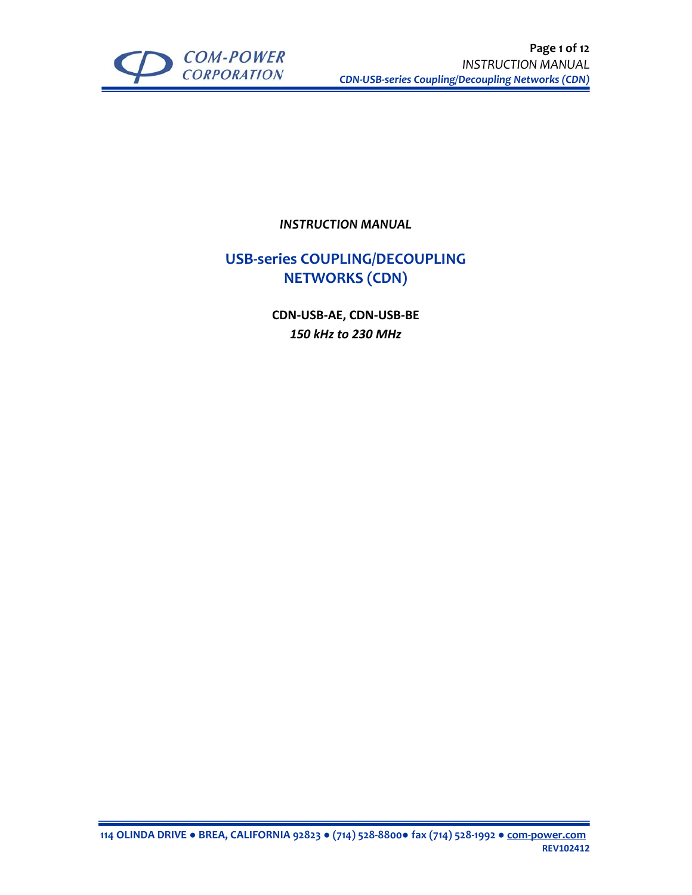*INSTRUCTION MANUAL*

# USB-series COUPLING/DECOUPLING NETWORKS (CDN)

**CDN-USB-AE, CDN-USB-BE**

***150 kHz to 230 MHz***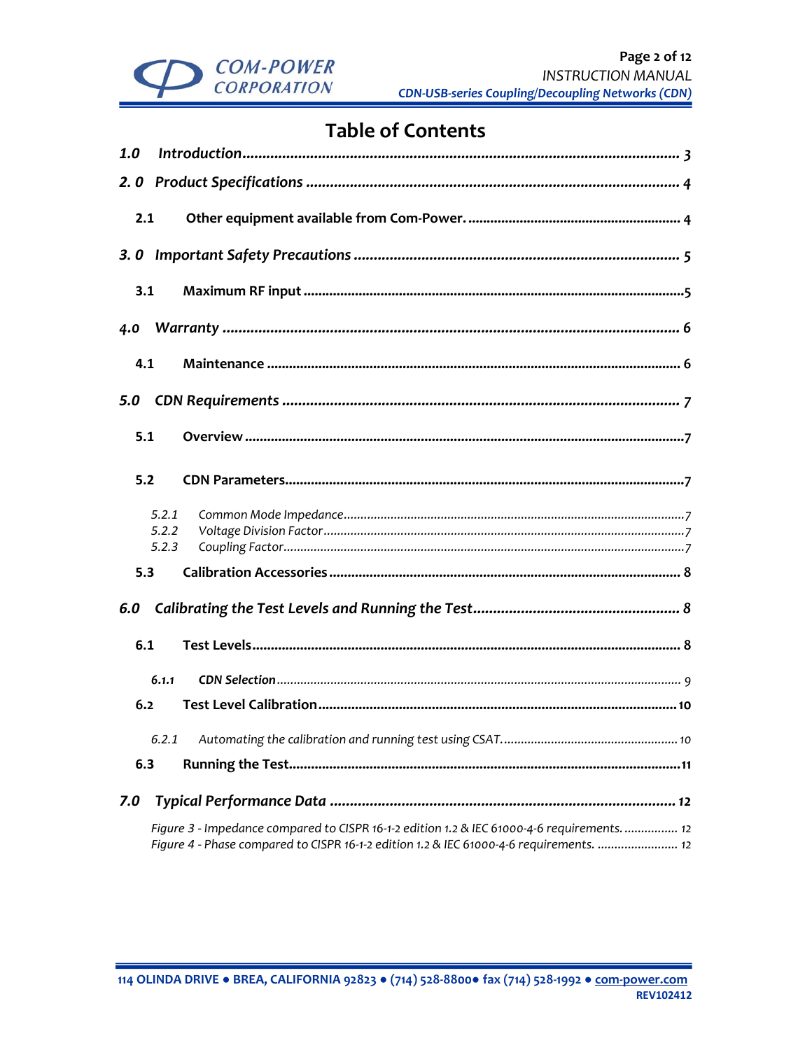# Table of Contents

*1.0 Introduction* ... 3

*2.0 Product Specifications* ... 4

- **2.1 Other equipment available from Com-Power.** ... 4

*3.0 Important Safety Precautions* ... 5

- **3.1 Maximum RF input** ... 5

*4.0 Warranty* ... 6

- **4.1 Maintenance** ... 6

*5.0 CDN Requirements* ... 7

- **5.1 Overview** ... 7
- **5.2 CDN Parameters** ... 7
  - *5.2.1 Common Mode Impedance* ... 7
  - *5.2.2 Voltage Division Factor* ... 7
  - *5.2.3 Coupling Factor* ... 7
- **5.3 Calibration Accessories** ... 8

*6.0 Calibrating the Test Levels and Running the Test* ... 8

- **6.1 Test Levels** ... 8
  - ***6.1.1 CDN Selection*** ... 9
- **6.2 Test Level Calibration** ... 10
  - *6.2.1 Automating the calibration and running test using CSAT.* ... 10
- **6.3 Running the Test** ... 11

*7.0 Typical Performance Data* ... 12

- *Figure 3 - Impedance compared to CISPR 16-1-2 edition 1.2 & IEC 61000-4-6 requirements.* ... 12
- *Figure 4 - Phase compared to CISPR 16-1-2 edition 1.2 & IEC 61000-4-6 requirements.* ... 12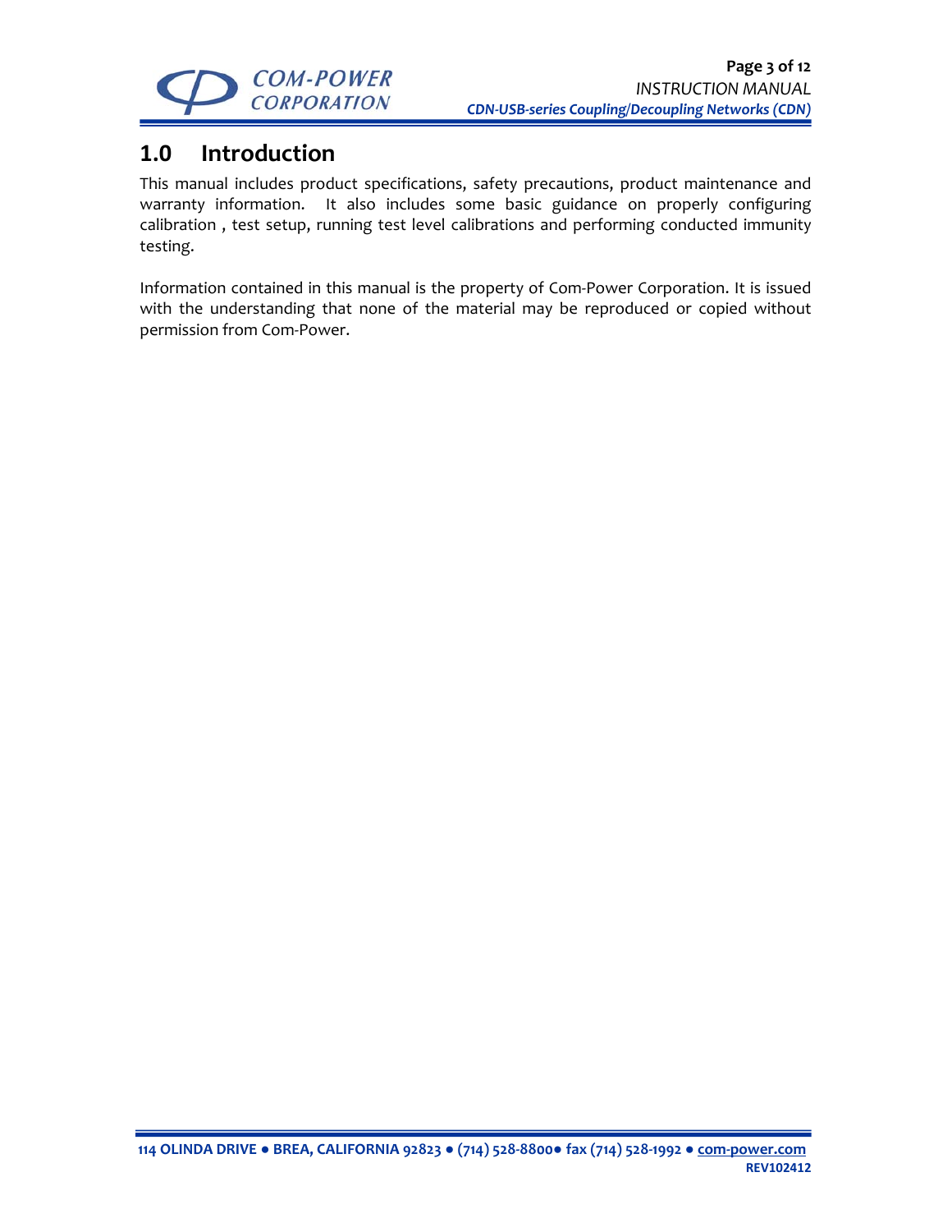## 1.0 Introduction

This manual includes product specifications, safety precautions, product maintenance and warranty information. It also includes some basic guidance on properly configuring calibration , test setup, running test level calibrations and performing conducted immunity testing.

Information contained in this manual is the property of Com-Power Corporation. It is issued with the understanding that none of the material may be reproduced or copied without permission from Com-Power.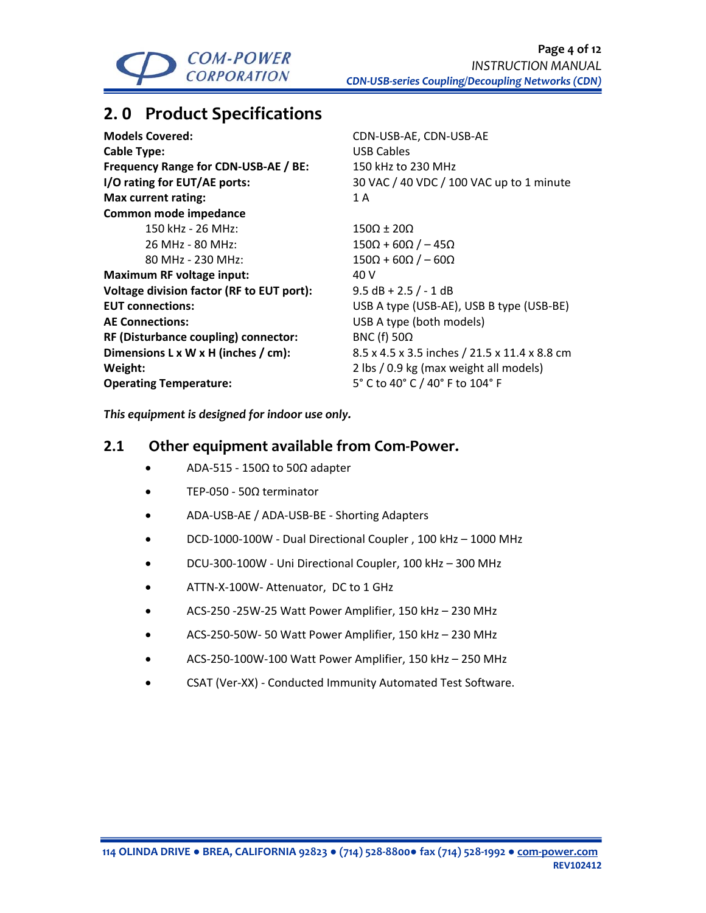## 2. 0 Product Specifications

| | |
|---|---|
| **Models Covered:** | CDN-USB-AE, CDN-USB-AE |
| **Cable Type:** | USB Cables |
| **Frequency Range for CDN-USB-AE / BE:** | 150 kHz to 230 MHz |
| **I/O rating for EUT/AE ports:** | 30 VAC / 40 VDC / 100 VAC up to 1 minute |
| **Max current rating:** | 1 A |
| **Common mode impedance** | |
| 150 kHz - 26 MHz: | 150Ω ± 20Ω |
| 26 MHz - 80 MHz: | 150Ω + 60Ω / – 45Ω |
| 80 MHz - 230 MHz: | 150Ω + 60Ω / – 60Ω |
| **Maximum RF voltage input:** | 40 V |
| **Voltage division factor (RF to EUT port):** | 9.5 dB + 2.5 / - 1 dB |
| **EUT connections:** | USB A type (USB-AE), USB B type (USB-BE) |
| **AE Connections:** | USB A type (both models) |
| **RF (Disturbance coupling) connector:** | BNC (f) 50Ω |
| **Dimensions L x W x H (inches / cm):** | 8.5 x 4.5 x 3.5 inches / 21.5 x 11.4 x 8.8 cm |
| **Weight:** | 2 lbs / 0.9 kg (max weight all models) |
| **Operating Temperature:** | 5° C to 40° C / 40° F to 104° F |

*This equipment is designed for indoor use only.*

### 2.1 Other equipment available from Com-Power.

- ADA-515 - 150Ω to 50Ω adapter
- TEP-050 - 50Ω terminator
- ADA-USB-AE / ADA-USB-BE - Shorting Adapters
- DCD-1000-100W - Dual Directional Coupler , 100 kHz – 1000 MHz
- DCU-300-100W - Uni Directional Coupler, 100 kHz – 300 MHz
- ATTN-X-100W- Attenuator, DC to 1 GHz
- ACS-250 -25W-25 Watt Power Amplifier, 150 kHz – 230 MHz
- ACS-250-50W- 50 Watt Power Amplifier, 150 kHz – 230 MHz
- ACS-250-100W-100 Watt Power Amplifier, 150 kHz – 250 MHz
- CSAT (Ver-XX) - Conducted Immunity Automated Test Software.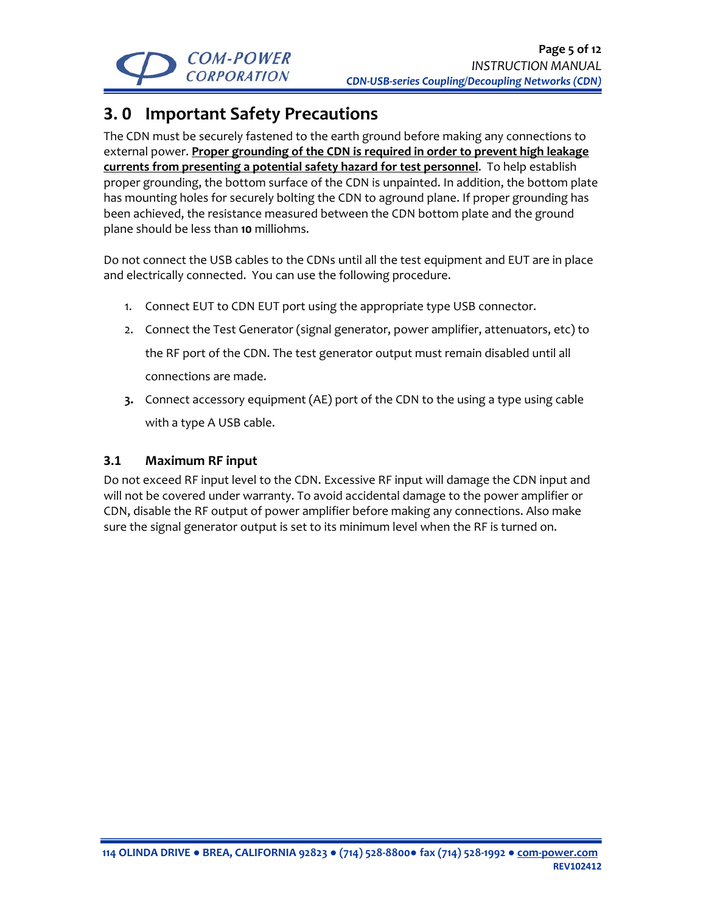## 3. 0 Important Safety Precautions

The CDN must be securely fastened to the earth ground before making any connections to external power. **Proper grounding of the CDN is required in order to prevent high leakage currents from presenting a potential safety hazard for test personnel**. To help establish proper grounding, the bottom surface of the CDN is unpainted. In addition, the bottom plate has mounting holes for securely bolting the CDN to aground plane. If proper grounding has been achieved, the resistance measured between the CDN bottom plate and the ground plane should be less than **10** milliohms.

Do not connect the USB cables to the CDNs until all the test equipment and EUT are in place and electrically connected. You can use the following procedure.

1. Connect EUT to CDN EUT port using the appropriate type USB connector.
2. Connect the Test Generator (signal generator, power amplifier, attenuators, etc) to the RF port of the CDN. The test generator output must remain disabled until all connections are made.
3. Connect accessory equipment (AE) port of the CDN to the using a type using cable with a type A USB cable.

### 3.1 Maximum RF input

Do not exceed RF input level to the CDN. Excessive RF input will damage the CDN input and will not be covered under warranty. To avoid accidental damage to the power amplifier or CDN, disable the RF output of power amplifier before making any connections. Also make sure the signal generator output is set to its minimum level when the RF is turned on.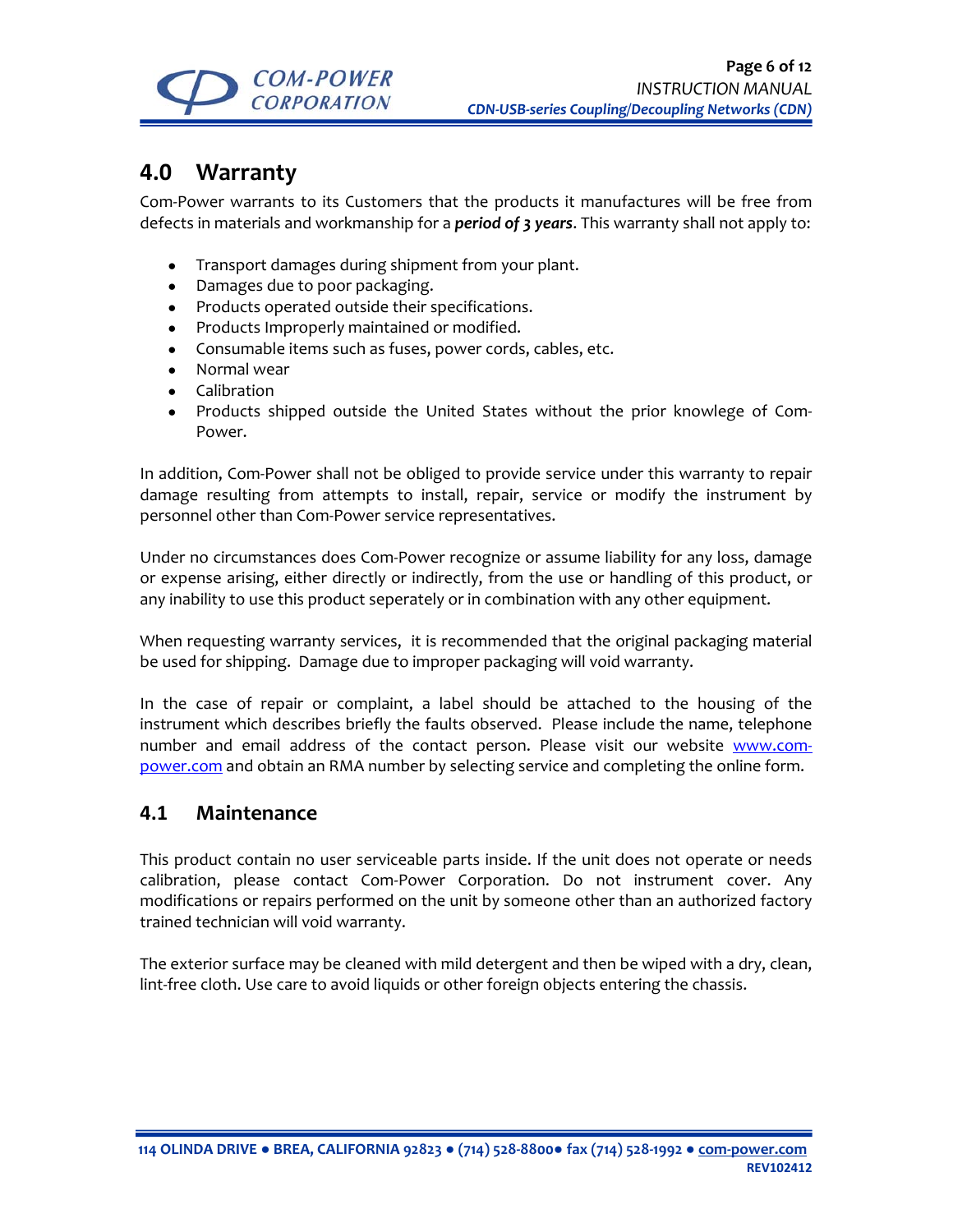## 4.0 Warranty

Com-Power warrants to its Customers that the products it manufactures will be free from defects in materials and workmanship for a ***period of 3 years***. This warranty shall not apply to:

- Transport damages during shipment from your plant.
- Damages due to poor packaging.
- Products operated outside their specifications.
- Products Improperly maintained or modified.
- Consumable items such as fuses, power cords, cables, etc.
- Normal wear
- Calibration
- Products shipped outside the United States without the prior knowlege of Com-Power.

In addition, Com-Power shall not be obliged to provide service under this warranty to repair damage resulting from attempts to install, repair, service or modify the instrument by personnel other than Com-Power service representatives.

Under no circumstances does Com-Power recognize or assume liability for any loss, damage or expense arising, either directly or indirectly, from the use or handling of this product, or any inability to use this product seperately or in combination with any other equipment.

When requesting warranty services, it is recommended that the original packaging material be used for shipping. Damage due to improper packaging will void warranty.

In the case of repair or complaint, a label should be attached to the housing of the instrument which describes briefly the faults observed. Please include the name, telephone number and email address of the contact person. Please visit our website [www.com-power.com](http://www.com-power.com) and obtain an RMA number by selecting service and completing the online form.

### 4.1 Maintenance

This product contain no user serviceable parts inside. If the unit does not operate or needs calibration, please contact Com-Power Corporation. Do not instrument cover. Any modifications or repairs performed on the unit by someone other than an authorized factory trained technician will void warranty.

The exterior surface may be cleaned with mild detergent and then be wiped with a dry, clean, lint-free cloth. Use care to avoid liquids or other foreign objects entering the chassis.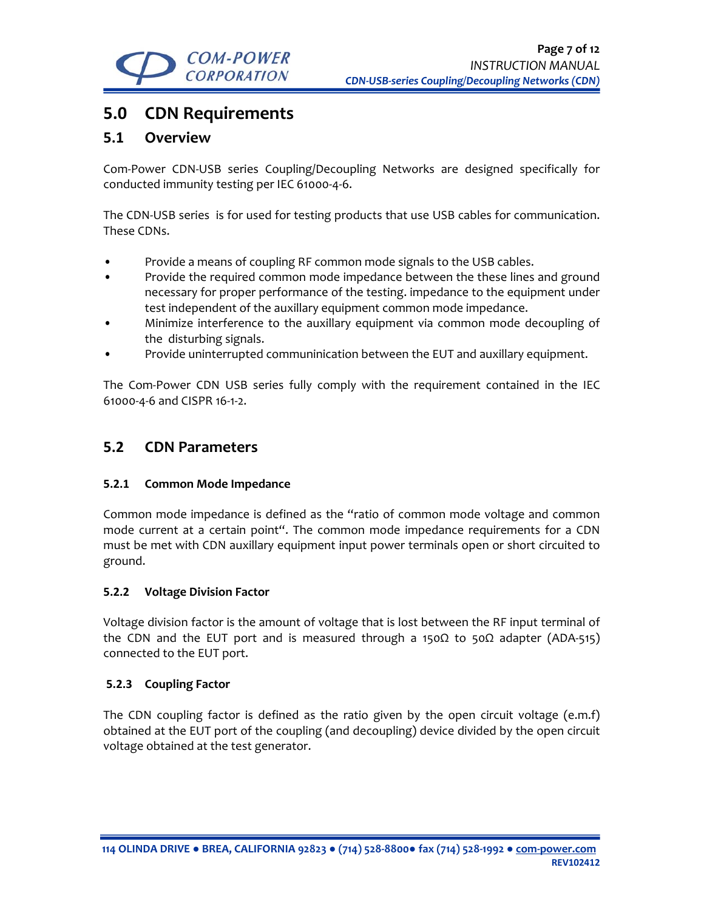# 5.0 CDN Requirements

## 5.1 Overview

Com-Power CDN-USB series Coupling/Decoupling Networks are designed specifically for conducted immunity testing per IEC 61000-4-6.

The CDN-USB series is for used for testing products that use USB cables for communication. These CDNs.

- Provide a means of coupling RF common mode signals to the USB cables.
- Provide the required common mode impedance between the these lines and ground necessary for proper performance of the testing. impedance to the equipment under test independent of the auxillary equipment common mode impedance.
- Minimize interference to the auxillary equipment via common mode decoupling of the disturbing signals.
- Provide uninterrupted communinication between the EUT and auxillary equipment.

The Com-Power CDN USB series fully comply with the requirement contained in the IEC 61000-4-6 and CISPR 16-1-2.

## 5.2 CDN Parameters

### 5.2.1 Common Mode Impedance

Common mode impedance is defined as the "ratio of common mode voltage and common mode current at a certain point". The common mode impedance requirements for a CDN must be met with CDN auxillary equipment input power terminals open or short circuited to ground.

### 5.2.2 Voltage Division Factor

Voltage division factor is the amount of voltage that is lost between the RF input terminal of the CDN and the EUT port and is measured through a 150Ω to 50Ω adapter (ADA-515) connected to the EUT port.

### 5.2.3 Coupling Factor

The CDN coupling factor is defined as the ratio given by the open circuit voltage (e.m.f) obtained at the EUT port of the coupling (and decoupling) device divided by the open circuit voltage obtained at the test generator.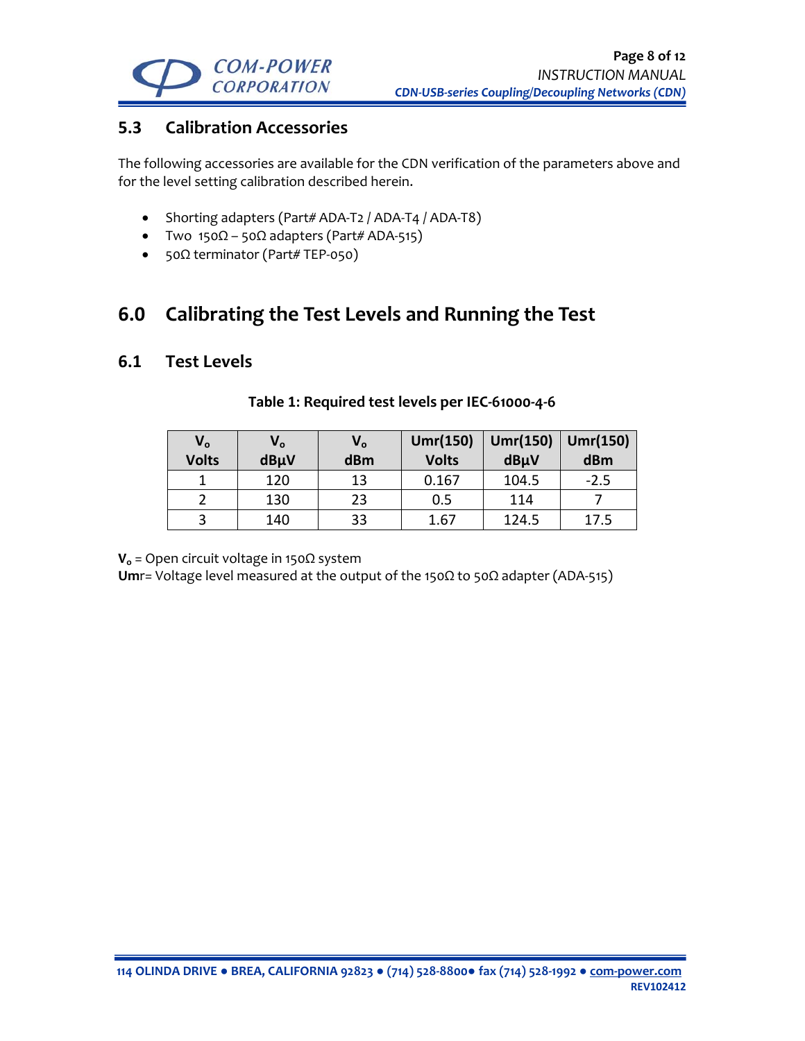### 5.3 Calibration Accessories

The following accessories are available for the CDN verification of the parameters above and for the level setting calibration described herein.

- Shorting adapters (Part# ADA-T2 / ADA-T4 / ADA-T8)
- Two 150Ω – 50Ω adapters (Part# ADA-515)
- 50Ω terminator (Part# TEP-050)

## 6.0 Calibrating the Test Levels and Running the Test

### 6.1 Test Levels

**Table 1: Required test levels per IEC-61000-4-6**

| $V_o$ Volts | $V_o$ dBµV | $V_o$ dBm | Umr(150) Volts | Umr(150) dBµV | Umr(150) dBm |
|---|---|---|---|---|---|
| 1 | 120 | 13 | 0.167 | 104.5 | -2.5 |
| 2 | 130 | 23 | 0.5 | 114 | 7 |
| 3 | 140 | 33 | 1.67 | 124.5 | 17.5 |

**$V_o$** = Open circuit voltage in 150Ω system
**Um**r= Voltage level measured at the output of the 150Ω to 50Ω adapter (ADA-515)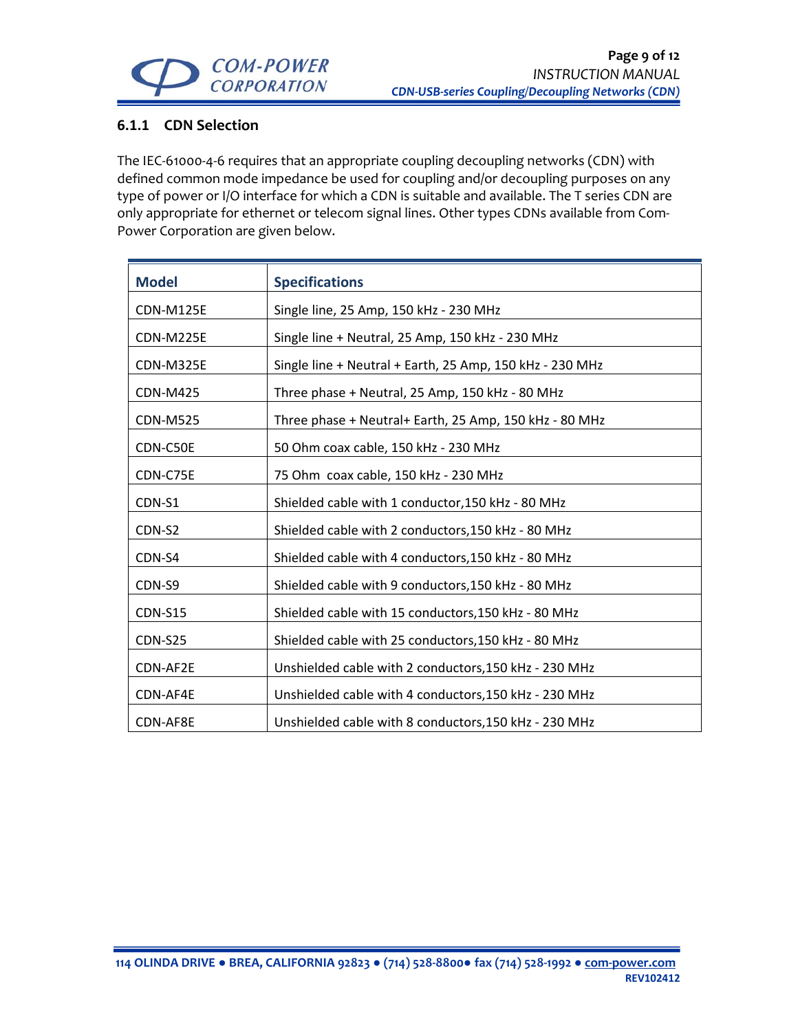### 6.1.1 CDN Selection

The IEC-61000-4-6 requires that an appropriate coupling decoupling networks (CDN) with defined common mode impedance be used for coupling and/or decoupling purposes on any type of power or I/O interface for which a CDN is suitable and available. The T series CDN are only appropriate for ethernet or telecom signal lines. Other types CDNs available from Com-Power Corporation are given below.

| Model | Specifications |
|---|---|
| CDN-M125E | Single line, 25 Amp, 150 kHz - 230 MHz |
| CDN-M225E | Single line + Neutral, 25 Amp, 150 kHz - 230 MHz |
| CDN-M325E | Single line + Neutral + Earth, 25 Amp, 150 kHz - 230 MHz |
| CDN-M425 | Three phase + Neutral, 25 Amp, 150 kHz - 80 MHz |
| CDN-M525 | Three phase + Neutral+ Earth, 25 Amp, 150 kHz - 80 MHz |
| CDN-C50E | 50 Ohm coax cable, 150 kHz - 230 MHz |
| CDN-C75E | 75 Ohm coax cable, 150 kHz - 230 MHz |
| CDN-S1 | Shielded cable with 1 conductor,150 kHz - 80 MHz |
| CDN-S2 | Shielded cable with 2 conductors,150 kHz - 80 MHz |
| CDN-S4 | Shielded cable with 4 conductors,150 kHz - 80 MHz |
| CDN-S9 | Shielded cable with 9 conductors,150 kHz - 80 MHz |
| CDN-S15 | Shielded cable with 15 conductors,150 kHz - 80 MHz |
| CDN-S25 | Shielded cable with 25 conductors,150 kHz - 80 MHz |
| CDN-AF2E | Unshielded cable with 2 conductors,150 kHz - 230 MHz |
| CDN-AF4E | Unshielded cable with 4 conductors,150 kHz - 230 MHz |
| CDN-AF8E | Unshielded cable with 8 conductors,150 kHz - 230 MHz |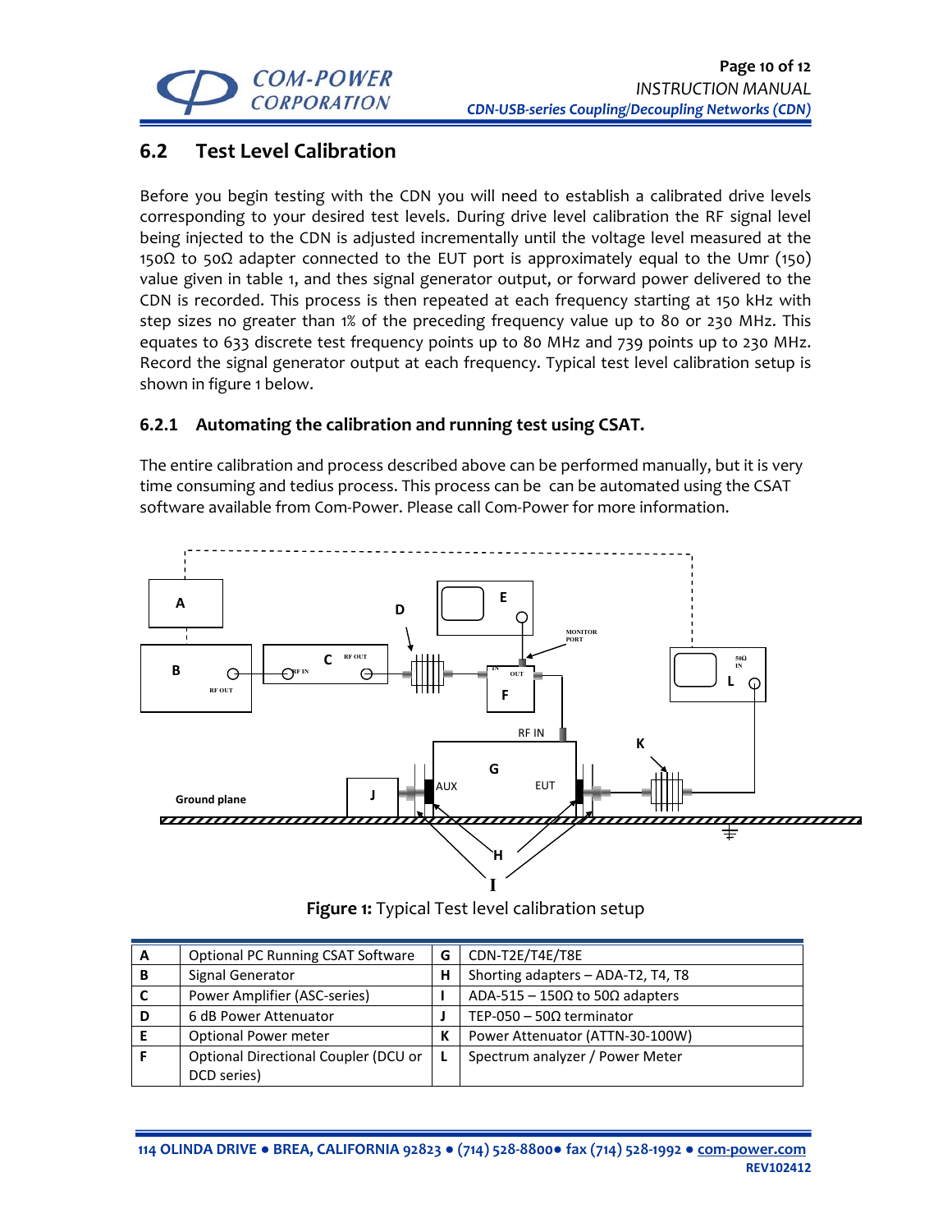## 6.2 Test Level Calibration

Before you begin testing with the CDN you will need to establish a calibrated drive levels corresponding to your desired test levels. During drive level calibration the RF signal level being injected to the CDN is adjusted incrementally until the voltage level measured at the 150Ω to 50Ω adapter connected to the EUT port is approximately equal to the Umr (150) value given in table 1, and thes signal generator output, or forward power delivered to the CDN is recorded. This process is then repeated at each frequency starting at 150 kHz with step sizes no greater than 1% of the preceding frequency value up to 80 or 230 MHz. This equates to 633 discrete test frequency points up to 80 MHz and 739 points up to 230 MHz. Record the signal generator output at each frequency. Typical test level calibration setup is shown in figure 1 below.

### 6.2.1 Automating the calibration and running test using CSAT.

The entire calibration and process described above can be performed manually, but it is very time consuming and tedius process. This process can be can be automated using the CSAT software available from Com-Power. Please call Com-Power for more information.

**Figure 1:** Typical Test level calibration setup

| | | | |
|---|---|---|---|
| **A** | Optional PC Running CSAT Software | **G** | CDN-T2E/T4E/T8E |
| **B** | Signal Generator | **H** | Shorting adapters – ADA-T2, T4, T8 |
| **C** | Power Amplifier (ASC-series) | **I** | ADA-515 – 150Ω to 50Ω adapters |
| **D** | 6 dB Power Attenuator | **J** | TEP-050 – 50Ω terminator |
| **E** | Optional Power meter | **K** | Power Attenuator (ATTN-30-100W) |
| **F** | Optional Directional Coupler (DCU or DCD series) | **L** | Spectrum analyzer / Power Meter |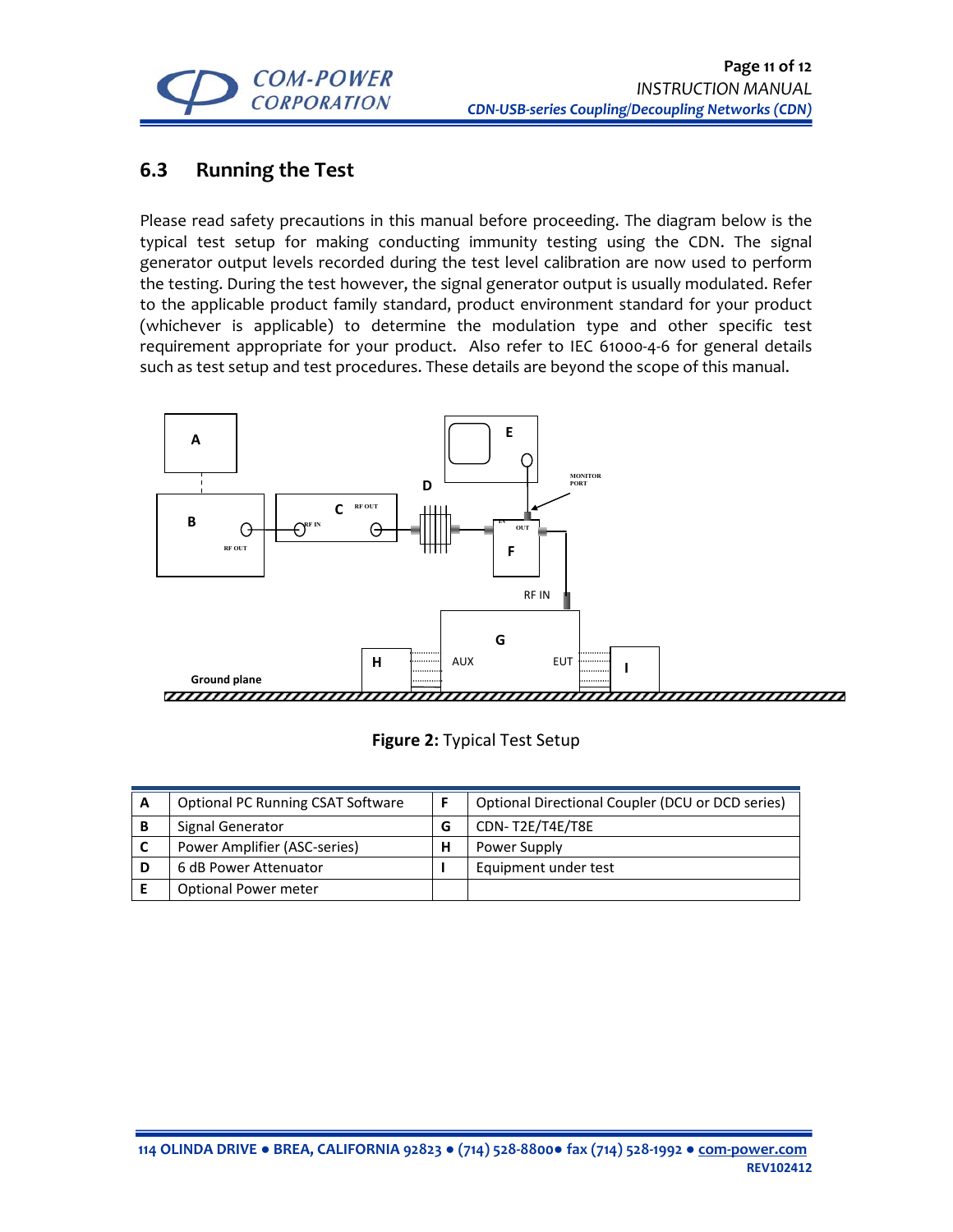## 6.3 Running the Test

Please read safety precautions in this manual before proceeding. The diagram below is the typical test setup for making conducting immunity testing using the CDN. The signal generator output levels recorded during the test level calibration are now used to perform the testing. During the test however, the signal generator output is usually modulated. Refer to the applicable product family standard, product environment standard for your product (whichever is applicable) to determine the modulation type and other specific test requirement appropriate for your product. Also refer to IEC 61000-4-6 for general details such as test setup and test procedures. These details are beyond the scope of this manual.

**Figure 2:** Typical Test Setup

| | | | |
|---|---|---|---|
| **A** | Optional PC Running CSAT Software | **F** | Optional Directional Coupler (DCU or DCD series) |
| **B** | Signal Generator | **G** | CDN- T2E/T4E/T8E |
| **C** | Power Amplifier (ASC-series) | **H** | Power Supply |
| **D** | 6 dB Power Attenuator | **I** | Equipment under test |
| **E** | Optional Power meter | | |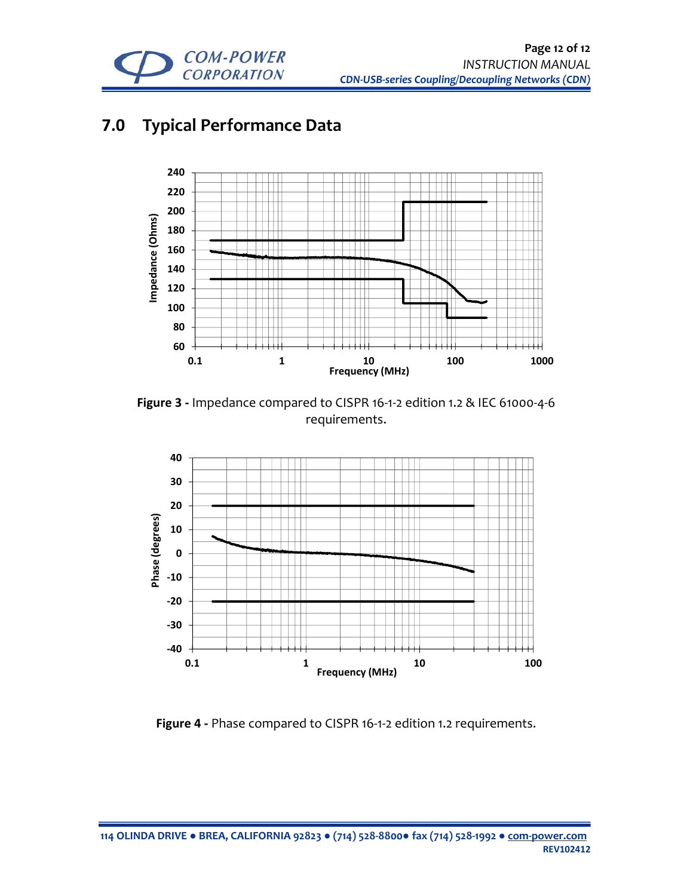# 7.0 Typical Performance Data

240
220
200
180
160
140
120
100
80
60

Impedance (Ohms)

0.1
1
10
100
1000

Frequency (MHz)

**Figure 3 -** Impedance compared to CISPR 16-1-2 edition 1.2 & IEC 61000-4-6 requirements.

40
30
20
10
0
-10
-20
-30
-40

Phase (degrees)

0.1
1
10
100

Frequency (MHz)

**Figure 4 -** Phase compared to CISPR 16-1-2 edition 1.2 requirements.